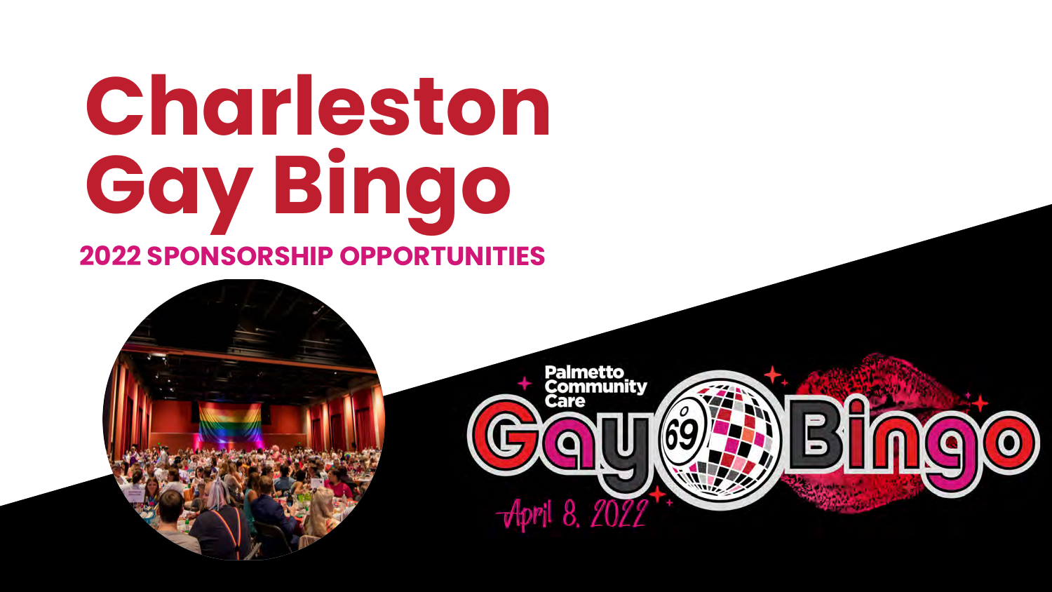# Charleston Gay Bingo

## 2022 SPONSORSHIP OPPORTUNITIES

Palmetto Community Care

Gay Bingo

April 8, 2022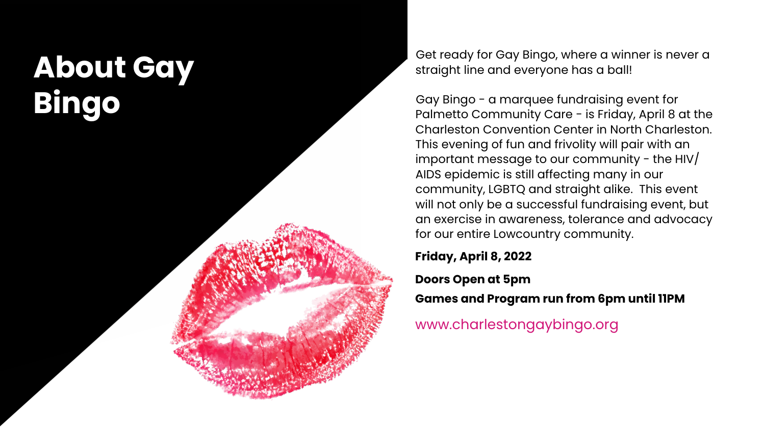# About Gay Bingo

Get ready for Gay Bingo, where a winner is never a straight line and everyone has a ball!

Gay Bingo - a marquee fundraising event for Palmetto Community Care - is Friday, April 8 at the Charleston Convention Center in North Charleston. This evening of fun and frivolity will pair with an important message to our community - the HIV/AIDS epidemic is still affecting many in our community, LGBTQ and straight alike. This event will not only be a successful fundraising event, but an exercise in awareness, tolerance and advocacy for our entire Lowcountry community.

**Friday, April 8, 2022**

**Doors Open at 5pm**

**Games and Program run from 6pm until 11PM**

www.charlestongaybingo.org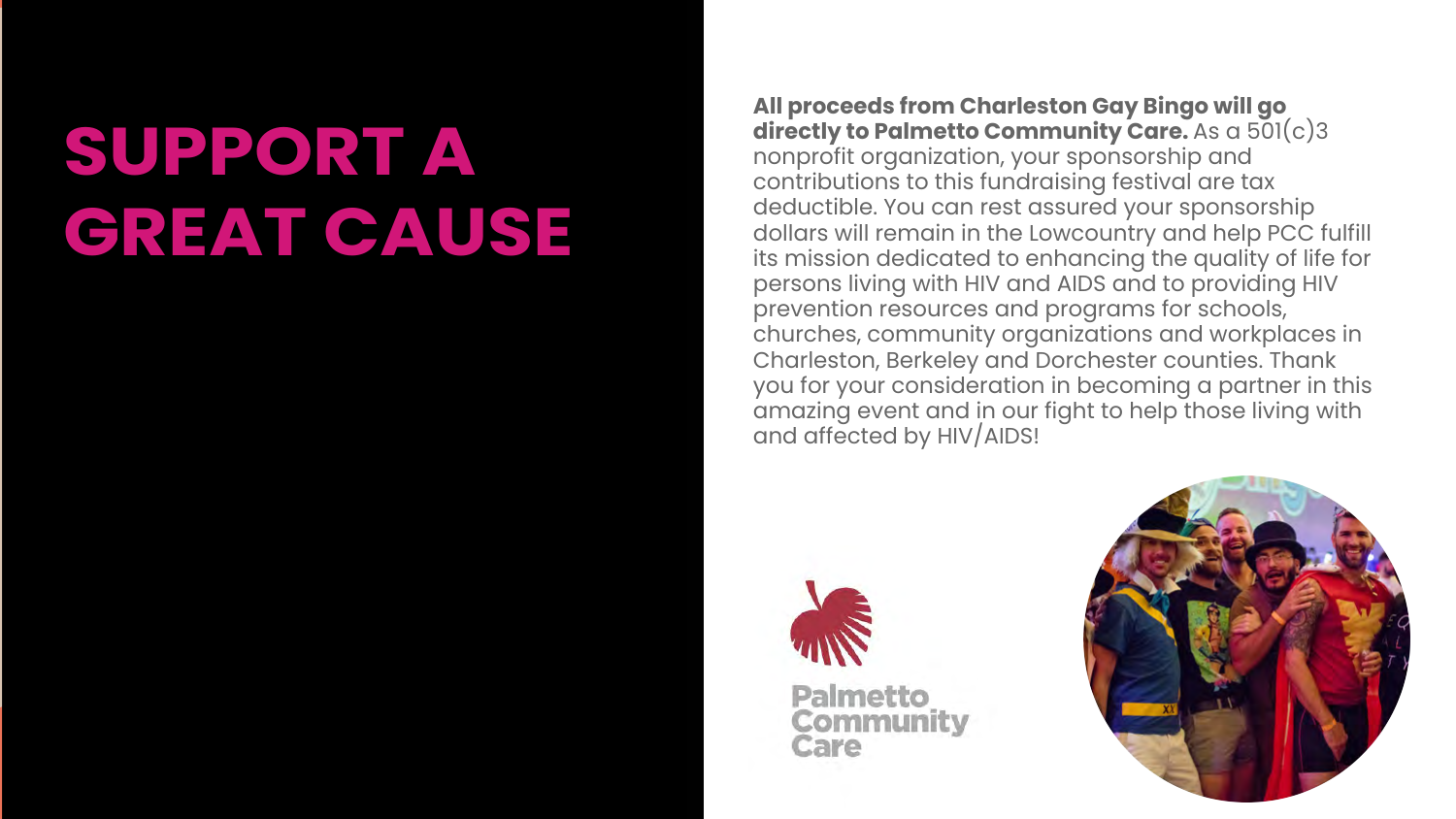# SUPPORT A GREAT CAUSE

**All proceeds from Charleston Gay Bingo will go directly to Palmetto Community Care.** As a 501(c)3 nonprofit organization, your sponsorship and contributions to this fundraising festival are tax deductible. You can rest assured your sponsorship dollars will remain in the Lowcountry and help PCC fulfill its mission dedicated to enhancing the quality of life for persons living with HIV and AIDS and to providing HIV prevention resources and programs for schools, churches, community organizations and workplaces in Charleston, Berkeley and Dorchester counties. Thank you for your consideration in becoming a partner in this amazing event and in our fight to help those living with and affected by HIV/AIDS!

Palmetto Community Care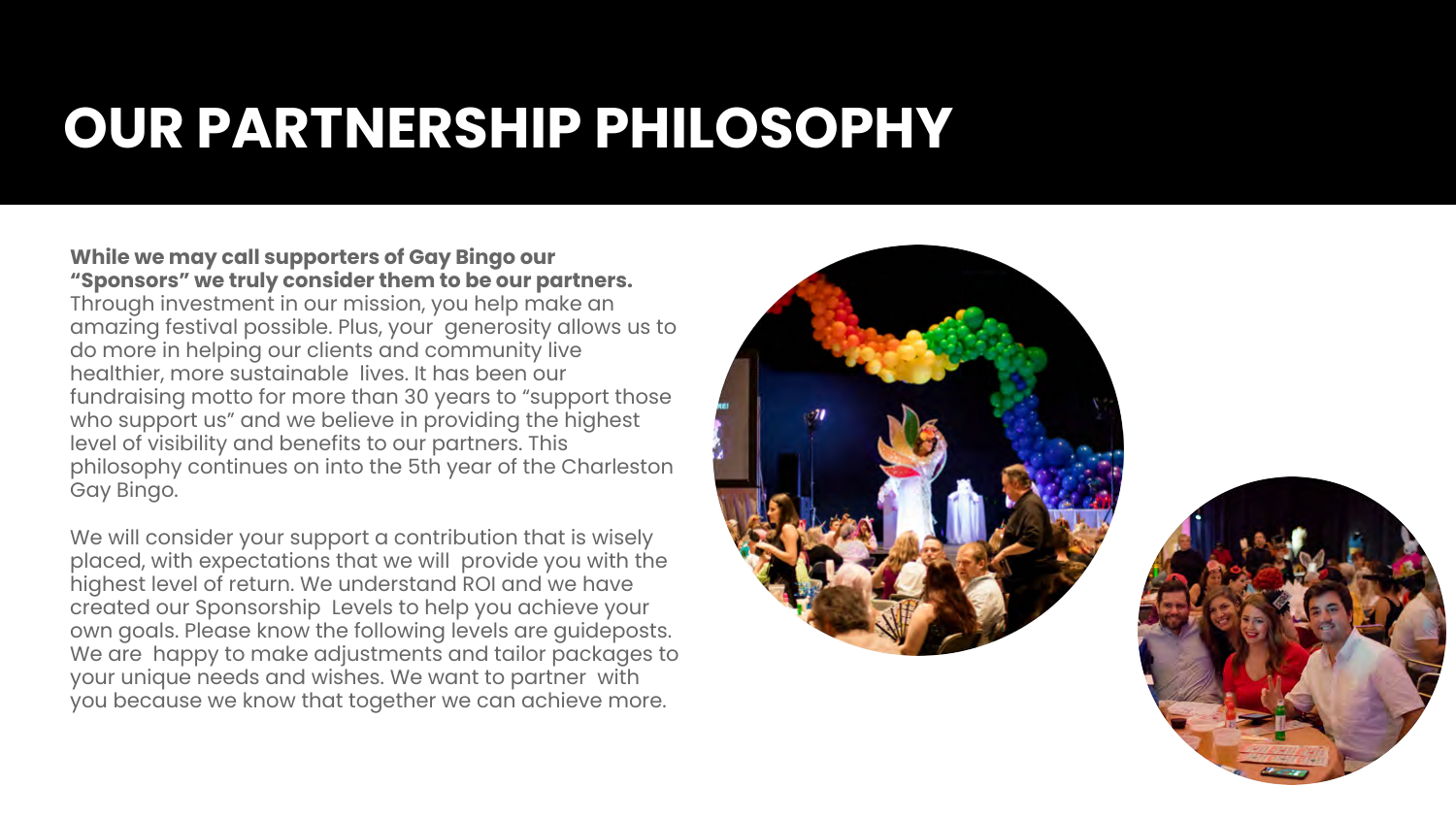# OUR PARTNERSHIP PHILOSOPHY

**While we may call supporters of Gay Bingo our "Sponsors" we truly consider them to be our partners.** Through investment in our mission, you help make an amazing festival possible. Plus, your generosity allows us to do more in helping our clients and community live healthier, more sustainable lives. It has been our fundraising motto for more than 30 years to "support those who support us" and we believe in providing the highest level of visibility and benefits to our partners. This philosophy continues on into the 5th year of the Charleston Gay Bingo.

We will consider your support a contribution that is wisely placed, with expectations that we will provide you with the highest level of return. We understand ROI and we have created our Sponsorship Levels to help you achieve your own goals. Please know the following levels are guideposts. We are happy to make adjustments and tailor packages to your unique needs and wishes. We want to partner with you because we know that together we can achieve more.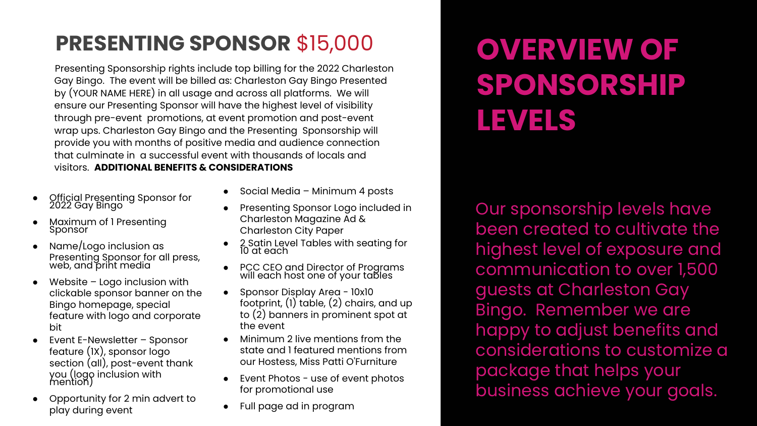# OVERVIEW OF SPONSORSHIP LEVELS

Our sponsorship levels have been created to cultivate the highest level of exposure and communication to over 1,500 guests at Charleston Gay Bingo. Remember we are happy to adjust benefits and considerations to customize a package that helps your business achieve your goals.

## PRESENTING SPONSOR $15,000

Presenting Sponsorship rights include top billing for the 2022 Charleston Gay Bingo. The event will be billed as: Charleston Gay Bingo Presented by (YOUR NAME HERE) in all usage and across all platforms. We will ensure our Presenting Sponsor will have the highest level of visibility through pre-event promotions, at event promotion and post-event wrap ups. Charleston Gay Bingo and the Presenting Sponsorship will provide you with months of positive media and audience connection that culminate in a successful event with thousands of locals and visitors. **ADDITIONAL BENEFITS & CONSIDERATIONS**

- Official Presenting Sponsor for 2022 Gay Bingo
- Maximum of 1 Presenting Sponsor
- Name/Logo inclusion as Presenting Sponsor for all press, web, and print media
- Website – Logo inclusion with clickable sponsor banner on the Bingo homepage, special feature with logo and corporate bit
- Event E-Newsletter – Sponsor feature (1X), sponsor logo section (all), post-event thank you (logo inclusion with mention)
- Opportunity for 2 min advert to play during event
- Social Media – Minimum 4 posts
- Presenting Sponsor Logo included in Charleston Magazine Ad & Charleston City Paper
- 2 Satin Level Tables with seating for 10 at each
- PCC CEO and Director of Programs will each host one of your tables
- Sponsor Display Area - 10x10 footprint, (1) table, (2) chairs, and up to (2) banners in prominent spot at the event
- Minimum 2 live mentions from the state and 1 featured mentions from our Hostess, Miss Patti O'Furniture
- Event Photos - use of event photos for promotional use
- Full page ad in program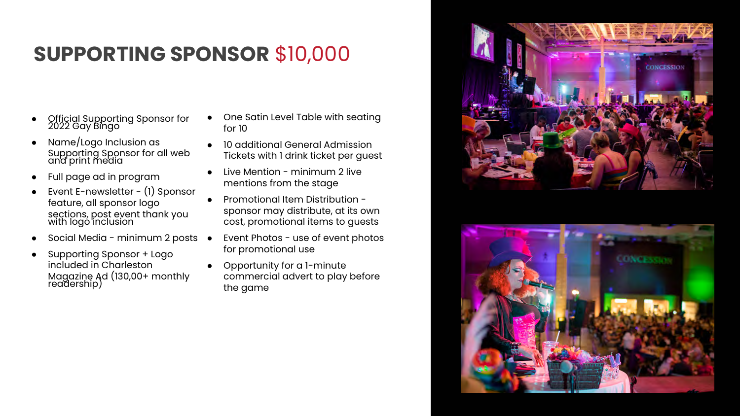# SUPPORTING SPONSOR $10,000

- Official Supporting Sponsor for 2022 Gay Bingo
- Name/Logo Inclusion as Supporting Sponsor for all web and print media
- Full page ad in program
- Event E-newsletter - (1) Sponsor feature, all sponsor logo sections, post event thank you with logo inclusion
- Social Media - minimum 2 posts
- Supporting Sponsor + Logo included in Charleston Magazine Ad (130,00+ monthly readership)
- One Satin Level Table with seating for 10
- 10 additional General Admission Tickets with 1 drink ticket per guest
- Live Mention - minimum 2 live mentions from the stage
- Promotional Item Distribution - sponsor may distribute, at its own cost, promotional items to guests
- Event Photos - use of event photos for promotional use
- Opportunity for a 1-minute commercial advert to play before the game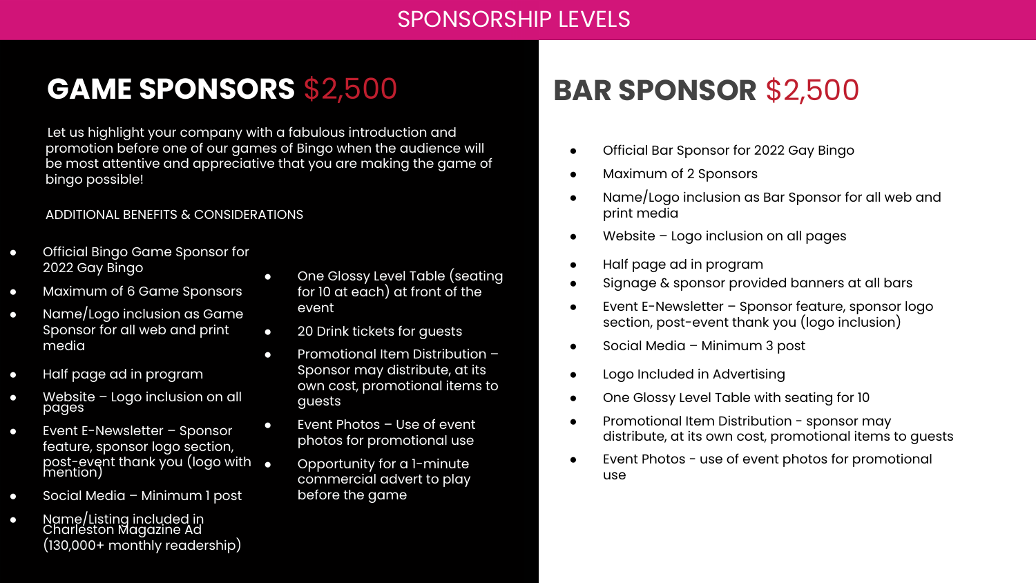# SPONSORSHIP LEVELS

## GAME SPONSORS $2,500

Let us highlight your company with a fabulous introduction and promotion before one of our games of Bingo when the audience will be most attentive and appreciative that you are making the game of bingo possible!

ADDITIONAL BENEFITS & CONSIDERATIONS

- Official Bingo Game Sponsor for 2022 Gay Bingo
- Maximum of 6 Game Sponsors
- Name/Logo inclusion as Game Sponsor for all web and print media
- Half page ad in program
- Website – Logo inclusion on all pages
- Event E-Newsletter – Sponsor feature, sponsor logo section, post-event thank you (logo with mention)
- Social Media – Minimum 1 post
- Name/Listing included in Charleston Magazine Ad (130,000+ monthly readership)
- One Glossy Level Table (seating for 10 at each) at front of the event
- 20 Drink tickets for guests
- Promotional Item Distribution – Sponsor may distribute, at its own cost, promotional items to guests
- Event Photos – Use of event photos for promotional use
- Opportunity for a 1-minute commercial advert to play before the game

## BAR SPONSOR $2,500

- Official Bar Sponsor for 2022 Gay Bingo
- Maximum of 2 Sponsors
- Name/Logo inclusion as Bar Sponsor for all web and print media
- Website – Logo inclusion on all pages
- Half page ad in program
- Signage & sponsor provided banners at all bars
- Event E-Newsletter – Sponsor feature, sponsor logo section, post-event thank you (logo inclusion)
- Social Media – Minimum 3 post
- Logo Included in Advertising
- One Glossy Level Table with seating for 10
- Promotional Item Distribution - sponsor may distribute, at its own cost, promotional items to guests
- Event Photos - use of event photos for promotional use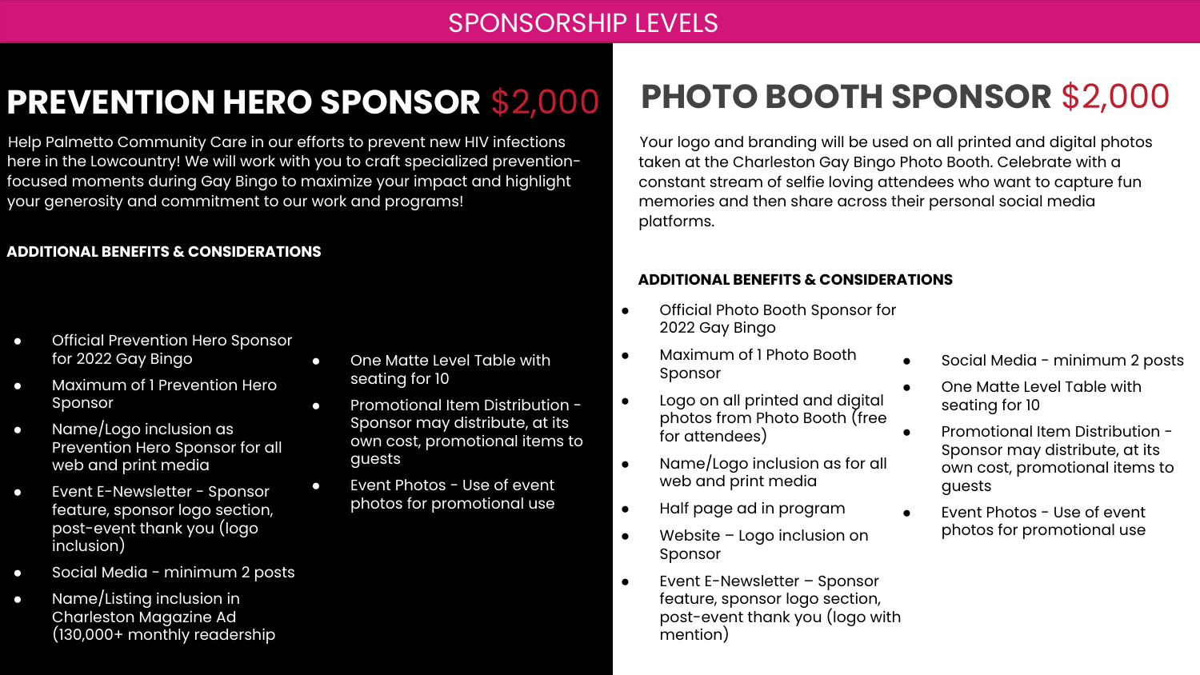# SPONSORSHIP LEVELS

## PREVENTION HERO SPONSOR $2,000

Help Palmetto Community Care in our efforts to prevent new HIV infections here in the Lowcountry! We will work with you to craft specialized prevention-focused moments during Gay Bingo to maximize your impact and highlight your generosity and commitment to our work and programs!

**ADDITIONAL BENEFITS & CONSIDERATIONS**

- Official Prevention Hero Sponsor for 2022 Gay Bingo
- Maximum of 1 Prevention Hero Sponsor
- Name/Logo inclusion as Prevention Hero Sponsor for all web and print media
- Event E-Newsletter - Sponsor feature, sponsor logo section, post-event thank you (logo inclusion)
- Social Media - minimum 2 posts
- Name/Listing inclusion in Charleston Magazine Ad (130,000+ monthly readership
- One Matte Level Table with seating for 10
- Promotional Item Distribution - Sponsor may distribute, at its own cost, promotional items to guests
- Event Photos - Use of event photos for promotional use

## PHOTO BOOTH SPONSOR $2,000

Your logo and branding will be used on all printed and digital photos taken at the Charleston Gay Bingo Photo Booth. Celebrate with a constant stream of selfie loving attendees who want to capture fun memories and then share across their personal social media platforms.

**ADDITIONAL BENEFITS & CONSIDERATIONS**

- Official Photo Booth Sponsor for 2022 Gay Bingo
- Maximum of 1 Photo Booth Sponsor
- Logo on all printed and digital photos from Photo Booth (free for attendees)
- Name/Logo inclusion as for all web and print media
- Half page ad in program
- Website – Logo inclusion on Sponsor
- Event E-Newsletter – Sponsor feature, sponsor logo section, post-event thank you (logo with mention)
- Social Media - minimum 2 posts
- One Matte Level Table with seating for 10
- Promotional Item Distribution - Sponsor may distribute, at its own cost, promotional items to guests
- Event Photos - Use of event photos for promotional use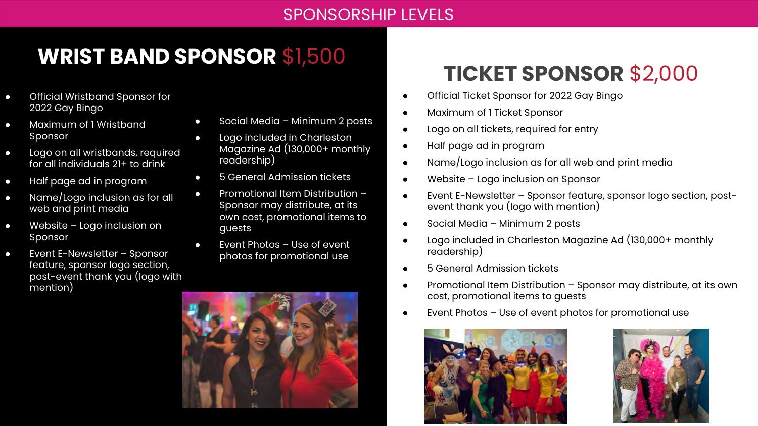# SPONSORSHIP LEVELS

## WRIST BAND SPONSOR $1,500

- Official Wristband Sponsor for 2022 Gay Bingo
- Maximum of 1 Wristband Sponsor
- Logo on all wristbands, required for all individuals 21+ to drink
- Half page ad in program
- Name/Logo inclusion as for all web and print media
- Website – Logo inclusion on Sponsor
- Event E-Newsletter – Sponsor feature, sponsor logo section, post-event thank you (logo with mention)
- Social Media – Minimum 2 posts
- Logo included in Charleston Magazine Ad (130,000+ monthly readership)
- 5 General Admission tickets
- Promotional Item Distribution – Sponsor may distribute, at its own cost, promotional items to guests
- Event Photos – Use of event photos for promotional use

## TICKET SPONSOR $2,000

- Official Ticket Sponsor for 2022 Gay Bingo
- Maximum of 1 Ticket Sponsor
- Logo on all tickets, required for entry
- Half page ad in program
- Name/Logo inclusion as for all web and print media
- Website – Logo inclusion on Sponsor
- Event E-Newsletter – Sponsor feature, sponsor logo section, post-event thank you (logo with mention)
- Social Media – Minimum 2 posts
- Logo included in Charleston Magazine Ad (130,000+ monthly readership)
- 5 General Admission tickets
- Promotional Item Distribution – Sponsor may distribute, at its own cost, promotional items to guests
- Event Photos – Use of event photos for promotional use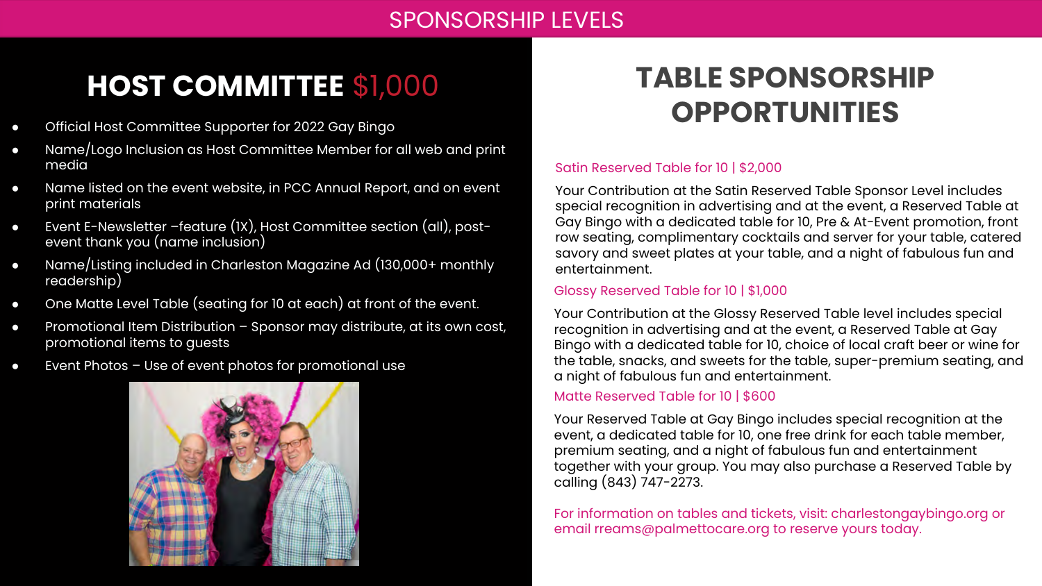# SPONSORSHIP LEVELS

## HOST COMMITTEE $1,000

- Official Host Committee Supporter for 2022 Gay Bingo
- Name/Logo Inclusion as Host Committee Member for all web and print media
- Name listed on the event website, in PCC Annual Report, and on event print materials
- Event E-Newsletter –feature (1X), Host Committee section (all), post-event thank you (name inclusion)
- Name/Listing included in Charleston Magazine Ad (130,000+ monthly readership)
- One Matte Level Table (seating for 10 at each) at front of the event.
- Promotional Item Distribution – Sponsor may distribute, at its own cost, promotional items to guests
- Event Photos – Use of event photos for promotional use

## TABLE SPONSORSHIP OPPORTUNITIES

### Satin Reserved Table for 10 | $2,000

Your Contribution at the Satin Reserved Table Sponsor Level includes special recognition in advertising and at the event, a Reserved Table at Gay Bingo with a dedicated table for 10, Pre & At-Event promotion, front row seating, complimentary cocktails and server for your table, catered savory and sweet plates at your table, and a night of fabulous fun and entertainment.

### Glossy Reserved Table for 10 | $1,000

Your Contribution at the Glossy Reserved Table level includes special recognition in advertising and at the event, a Reserved Table at Gay Bingo with a dedicated table for 10, choice of local craft beer or wine for the table, snacks, and sweets for the table, super-premium seating, and a night of fabulous fun and entertainment.

### Matte Reserved Table for 10 | $600

Your Reserved Table at Gay Bingo includes special recognition at the event, a dedicated table for 10, one free drink for each table member, premium seating, and a night of fabulous fun and entertainment together with your group. You may also purchase a Reserved Table by calling (843) 747-2273.

For information on tables and tickets, visit: charlestongaybingo.org or email rreams@palmettocare.org to reserve yours today.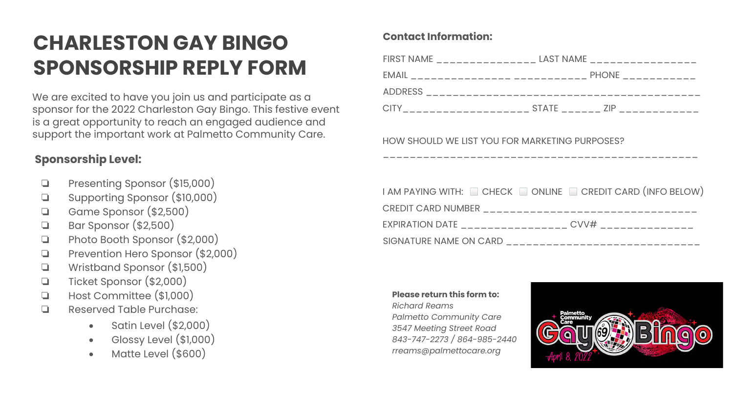# CHARLESTON GAY BINGO SPONSORSHIP REPLY FORM

We are excited to have you join us and participate as a sponsor for the 2022 Charleston Gay Bingo. This festive event is a great opportunity to reach an engaged audience and support the important work at Palmetto Community Care.

## Sponsorship Level:

- ❏ Presenting Sponsor ($15,000)
- ❏ Supporting Sponsor ($10,000)
- ❏ Game Sponsor ($2,500)
- ❏ Bar Sponsor ($2,500)
- ❏ Photo Booth Sponsor ($2,000)
- ❏ Prevention Hero Sponsor ($2,000)
- ❏ Wristband Sponsor ($1,500)
- ❏ Ticket Sponsor ($2,000)
- ❏ Host Committee ($1,000)
- ❏ Reserved Table Purchase:
  - Satin Level ($2,000)
  - Glossy Level ($1,000)
  - Matte Level ($600)

## Contact Information:

FIRST NAME _______________ LAST NAME ________________

EMAIL _______________ ___________ PHONE ___________

ADDRESS ___________________________________________

CITY___________________ STATE ______ ZIP ____________

HOW SHOULD WE LIST YOU FOR MARKETING PURPOSES?

_______________________________________________

I AM PAYING WITH: ☐ CHECK ☐ ONLINE ☐ CREDIT CARD (INFO BELOW)

CREDIT CARD NUMBER ________________________________

EXPIRATION DATE ________________ CVV# ______________

SIGNATURE NAME ON CARD ____________________________

**Please return this form to:**

*Richard Reams*
*Palmetto Community Care*
*3547 Meeting Street Road*
*843-747-2273 / 864-985-2440*
*rreams@palmettocare.org*

Palmetto Community Care
Gay Bingo
April 8, 2022